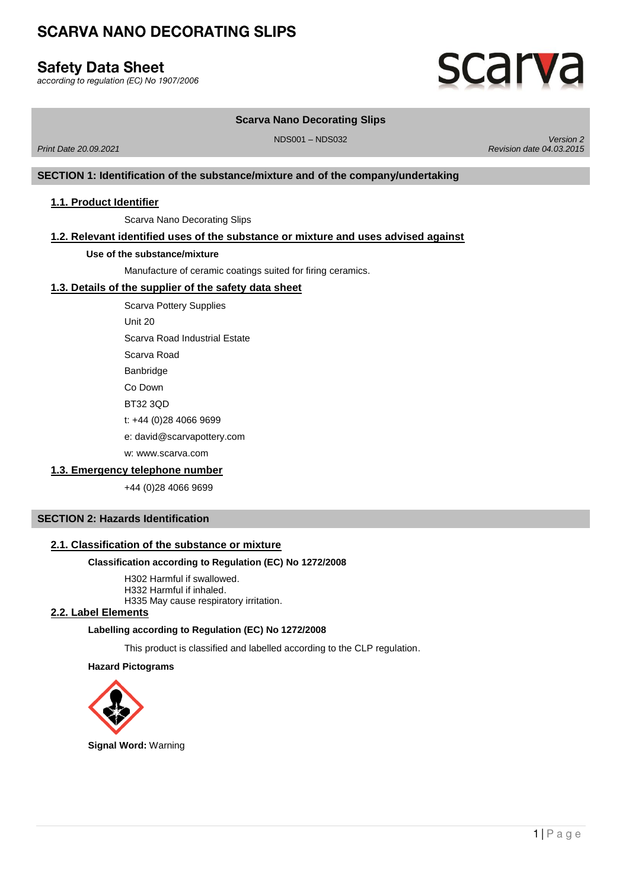# SCARVA NANO DECORATING SLIPS

## Safety Data Sheet

*according to regulation (EC) No 1907/2006*

**Scarva Nano Decorating Slips**

NDS001 – NDS032

*Print Date 20.09.2021*

*Version 2*
*Revision date 04.03.2015*

## SECTION 1: Identification of the substance/mixture and of the company/undertaking

### 1.1. Product Identifier

Scarva Nano Decorating Slips

### 1.2. Relevant identified uses of the substance or mixture and uses advised against

**Use of the substance/mixture**

Manufacture of ceramic coatings suited for firing ceramics.

### 1.3. Details of the supplier of the safety data sheet

Scarva Pottery Supplies
Unit 20
Scarva Road Industrial Estate
Scarva Road
Banbridge
Co Down
BT32 3QD
t: +44 (0)28 4066 9699
e: david@scarvapottery.com
w: www.scarva.com

### 1.3. Emergency telephone number

+44 (0)28 4066 9699

## SECTION 2: Hazards Identification

### 2.1. Classification of the substance or mixture

**Classification according to Regulation (EC) No 1272/2008**

H302 Harmful if swallowed.
H332 Harmful if inhaled.
H335 May cause respiratory irritation.

### 2.2. Label Elements

**Labelling according to Regulation (EC) No 1272/2008**

This product is classified and labelled according to the CLP regulation.

**Hazard Pictograms**

**Signal Word:** Warning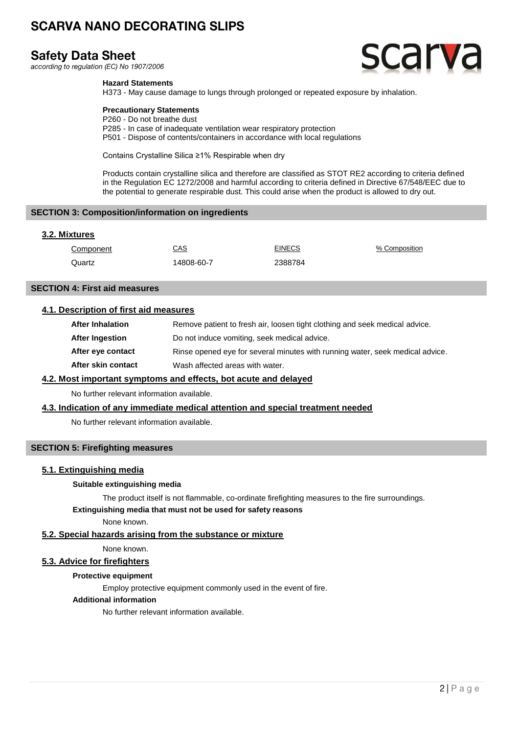**Hazard Statements**

H373 - May cause damage to lungs through prolonged or repeated exposure by inhalation.

**Precautionary Statements**

P260 - Do not breathe dust
P285 - In case of inadequate ventilation wear respiratory protection
P501 - Dispose of contents/containers in accordance with local regulations

Contains Crystalline Silica ≥1% Respirable when dry

Products contain crystalline silica and therefore are classified as STOT RE2 according to criteria defined in the Regulation EC 1272/2008 and harmful according to criteria defined in Directive 67/548/EEC due to the potential to generate respirable dust. This could arise when the product is allowed to dry out.

## SECTION 3: Composition/information on ingredients

### 3.2. Mixtures

| Component | CAS | EINECS | % Composition |
|---|---|---|---|
| Quartz | 14808-60-7 | 2388784 | |

## SECTION 4: First aid measures

### 4.1. Description of first aid measures

| | |
|---|---|
| **After Inhalation** | Remove patient to fresh air, loosen tight clothing and seek medical advice. |
| **After Ingestion** | Do not induce vomiting, seek medical advice. |
| **After eye contact** | Rinse opened eye for several minutes with running water, seek medical advice. |
| **After skin contact** | Wash affected areas with water. |

### 4.2. Most important symptoms and effects, bot acute and delayed

No further relevant information available.

### 4.3. Indication of any immediate medical attention and special treatment needed

No further relevant information available.

## SECTION 5: Firefighting measures

### 5.1. Extinguishing media

**Suitable extinguishing media**

The product itself is not flammable, co-ordinate firefighting measures to the fire surroundings.

**Extinguishing media that must not be used for safety reasons**

None known.

### 5.2. Special hazards arising from the substance or mixture

None known.

### 5.3. Advice for firefighters

**Protective equipment**

Employ protective equipment commonly used in the event of fire.

**Additional information**

No further relevant information available.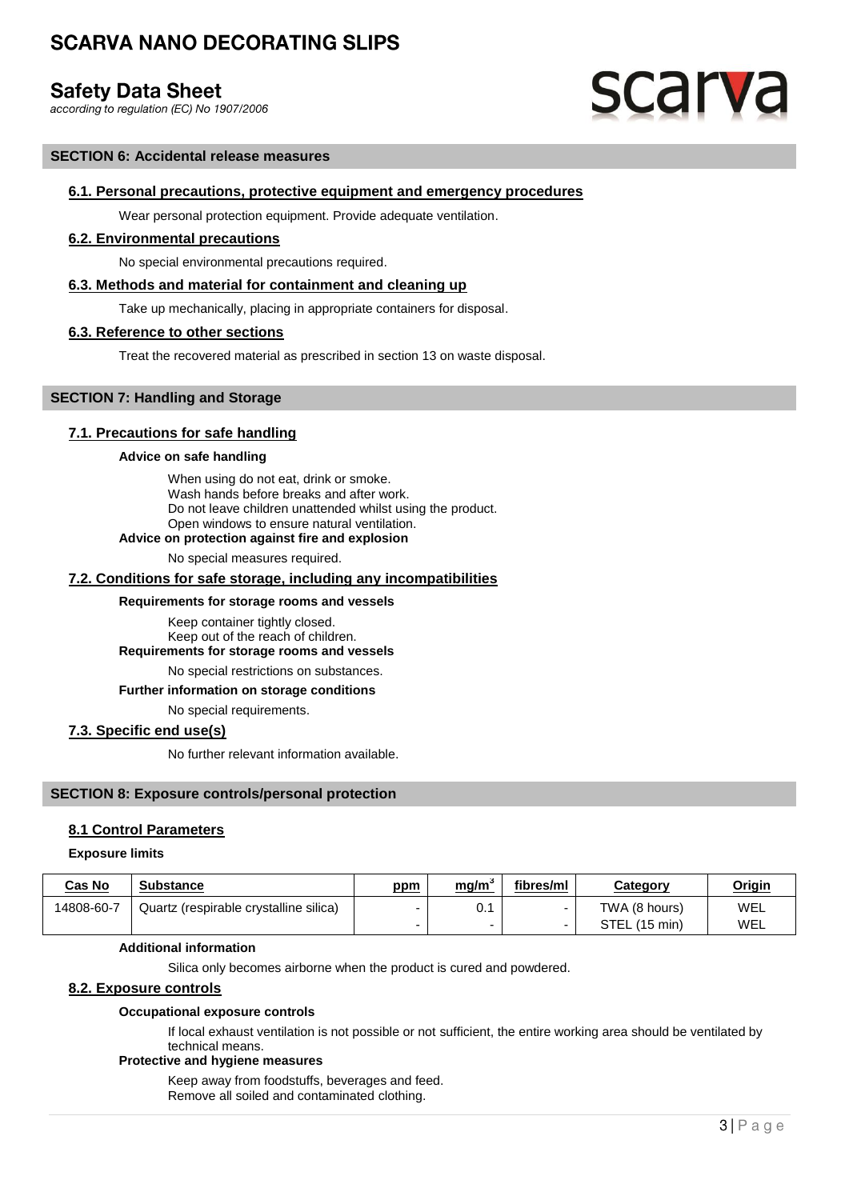## SECTION 6: Accidental release measures

### 6.1. Personal precautions, protective equipment and emergency procedures

Wear personal protection equipment. Provide adequate ventilation.

### 6.2. Environmental precautions

No special environmental precautions required.

### 6.3. Methods and material for containment and cleaning up

Take up mechanically, placing in appropriate containers for disposal.

### 6.3. Reference to other sections

Treat the recovered material as prescribed in section 13 on waste disposal.

## SECTION 7: Handling and Storage

### 7.1. Precautions for safe handling

**Advice on safe handling**

When using do not eat, drink or smoke.
Wash hands before breaks and after work.
Do not leave children unattended whilst using the product.
Open windows to ensure natural ventilation.

**Advice on protection against fire and explosion**

No special measures required.

### 7.2. Conditions for safe storage, including any incompatibilities

**Requirements for storage rooms and vessels**

Keep container tightly closed.
Keep out of the reach of children.

**Requirements for storage rooms and vessels**

No special restrictions on substances.

**Further information on storage conditions**

No special requirements.

### 7.3. Specific end use(s)

No further relevant information available.

## SECTION 8: Exposure controls/personal protection

### 8.1 Control Parameters

**Exposure limits**

| Cas No | Substance | ppm | $mg/m^3$ | fibres/ml | Category | Origin |
|---|---|---|---|---|---|---|
| 14808-60-7 | Quartz (respirable crystalline silica) | - | 0.1 | - | TWA (8 hours) | WEL |
| | | - | - | - | STEL (15 min) | WEL |

**Additional information**

Silica only becomes airborne when the product is cured and powdered.

### 8.2. Exposure controls

**Occupational exposure controls**

If local exhaust ventilation is not possible or not sufficient, the entire working area should be ventilated by technical means.

**Protective and hygiene measures**

Keep away from foodstuffs, beverages and feed.
Remove all soiled and contaminated clothing.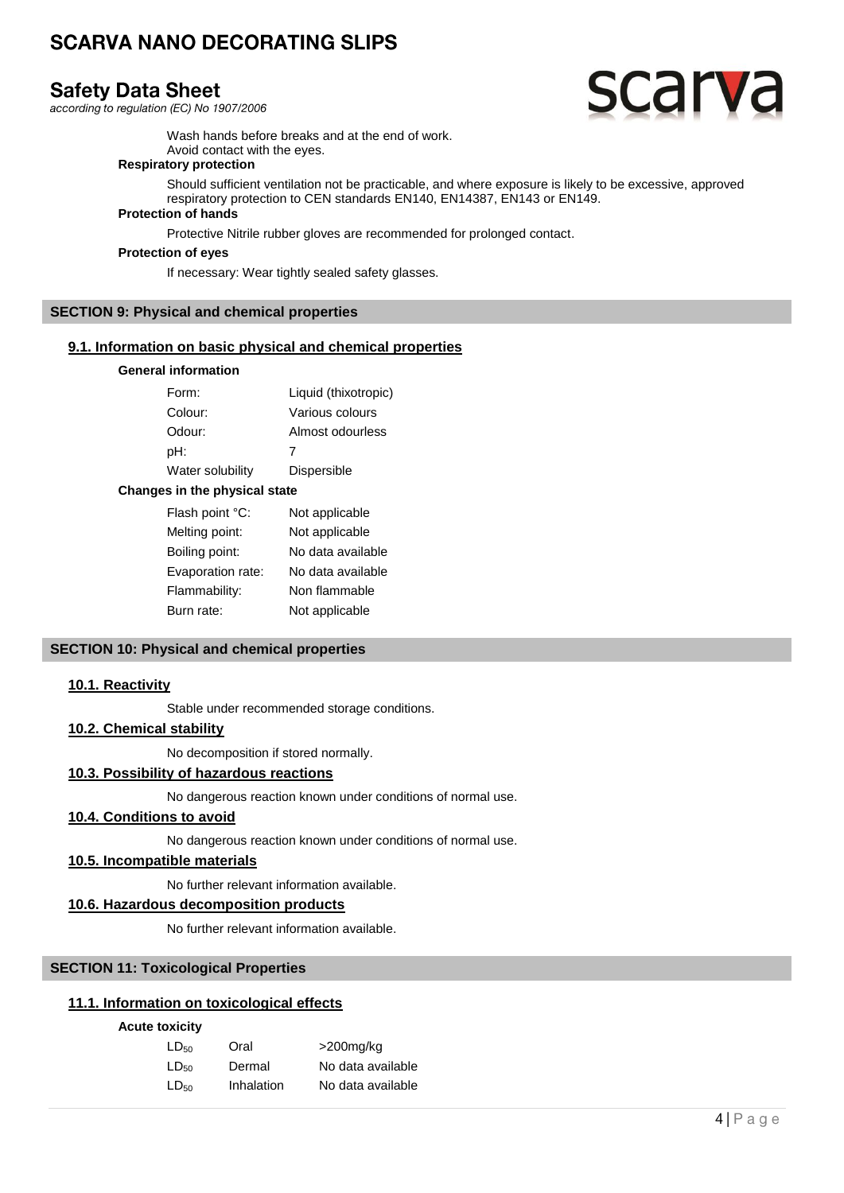Wash hands before breaks and at the end of work.
Avoid contact with the eyes.

**Respiratory protection**

Should sufficient ventilation not be practicable, and where exposure is likely to be excessive, approved respiratory protection to CEN standards EN140, EN14387, EN143 or EN149.

**Protection of hands**

Protective Nitrile rubber gloves are recommended for prolonged contact.

**Protection of eyes**

If necessary: Wear tightly sealed safety glasses.

## SECTION 9: Physical and chemical properties

### 9.1. Information on basic physical and chemical properties

**General information**

| | |
|---|---|
| Form: | Liquid (thixotropic) |
| Colour: | Various colours |
| Odour: | Almost odourless |
| pH: | 7 |
| Water solubility | Dispersible |

**Changes in the physical state**

| | |
|---|---|
| Flash point °C: | Not applicable |
| Melting point: | Not applicable |
| Boiling point: | No data available |
| Evaporation rate: | No data available |
| Flammability: | Non flammable |
| Burn rate: | Not applicable |

## SECTION 10: Physical and chemical properties

### 10.1. Reactivity

Stable under recommended storage conditions.

### 10.2. Chemical stability

No decomposition if stored normally.

### 10.3. Possibility of hazardous reactions

No dangerous reaction known under conditions of normal use.

### 10.4. Conditions to avoid

No dangerous reaction known under conditions of normal use.

### 10.5. Incompatible materials

No further relevant information available.

### 10.6. Hazardous decomposition products

No further relevant information available.

## SECTION 11: Toxicological Properties

### 11.1. Information on toxicological effects

**Acute toxicity**

| | | |
|---|---|---|
| $LD_{50}$ | Oral | >200mg/kg |
| $LD_{50}$ | Dermal | No data available |
| $LD_{50}$ | Inhalation | No data available |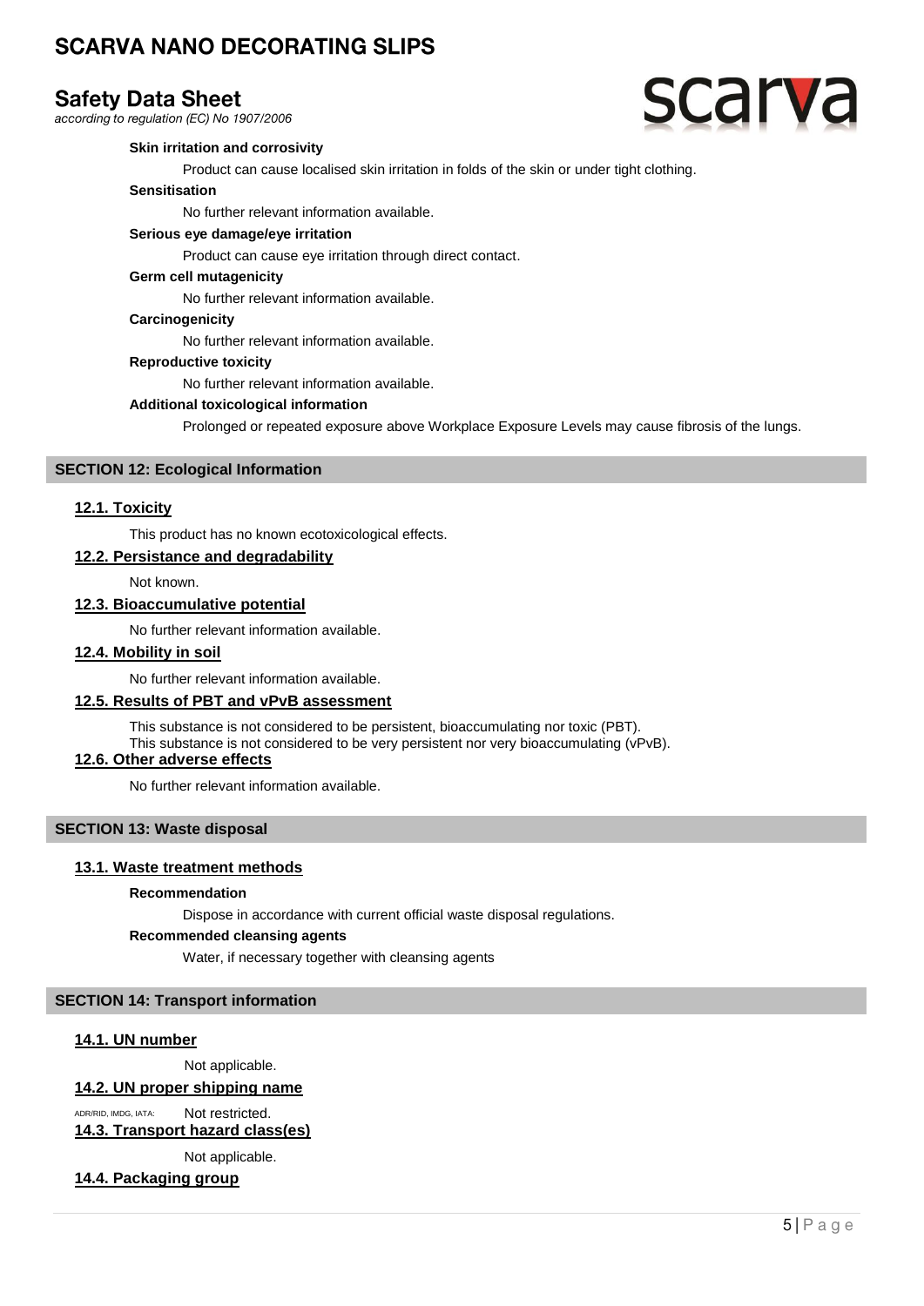**Skin irritation and corrosivity**

Product can cause localised skin irritation in folds of the skin or under tight clothing.

**Sensitisation**

No further relevant information available.

**Serious eye damage/eye irritation**

Product can cause eye irritation through direct contact.

**Germ cell mutagenicity**

No further relevant information available.

**Carcinogenicity**

No further relevant information available.

**Reproductive toxicity**

No further relevant information available.

**Additional toxicological information**

Prolonged or repeated exposure above Workplace Exposure Levels may cause fibrosis of the lungs.

## SECTION 12: Ecological Information

### 12.1. Toxicity

This product has no known ecotoxicological effects.

### 12.2. Persistance and degradability

Not known.

### 12.3. Bioaccumulative potential

No further relevant information available.

### 12.4. Mobility in soil

No further relevant information available.

### 12.5. Results of PBT and vPvB assessment

This substance is not considered to be persistent, bioaccumulating nor toxic (PBT).
This substance is not considered to be very persistent nor very bioaccumulating (vPvB).

### 12.6. Other adverse effects

No further relevant information available.

## SECTION 13: Waste disposal

### 13.1. Waste treatment methods

**Recommendation**

Dispose in accordance with current official waste disposal regulations.

**Recommended cleansing agents**

Water, if necessary together with cleansing agents

## SECTION 14: Transport information

### 14.1. UN number

Not applicable.

### 14.2. UN proper shipping name

ADR/RID, IMDG, IATA: Not restricted.

### 14.3. Transport hazard class(es)

Not applicable.

### 14.4. Packaging group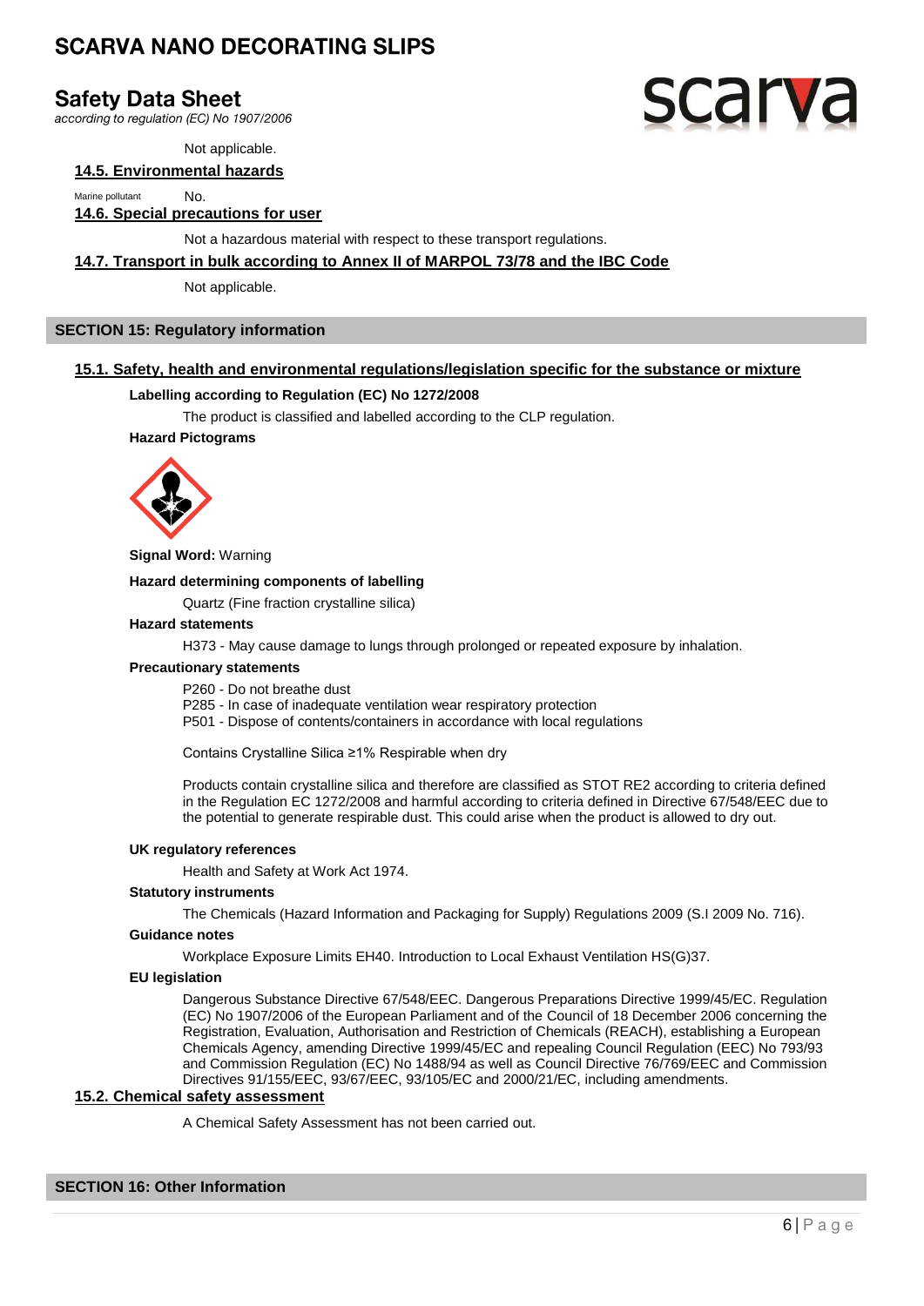Not applicable.

### 14.5. Environmental hazards

Marine pollutant No.

### 14.6. Special precautions for user

Not a hazardous material with respect to these transport regulations.

### 14.7. Transport in bulk according to Annex II of MARPOL 73/78 and the IBC Code

Not applicable.

## SECTION 15: Regulatory information

### 15.1. Safety, health and environmental regulations/legislation specific for the substance or mixture

**Labelling according to Regulation (EC) No 1272/2008**

The product is classified and labelled according to the CLP regulation.

**Hazard Pictograms**

**Signal Word:** Warning

**Hazard determining components of labelling**

Quartz (Fine fraction crystalline silica)

**Hazard statements**

H373 - May cause damage to lungs through prolonged or repeated exposure by inhalation.

**Precautionary statements**

P260 - Do not breathe dust
P285 - In case of inadequate ventilation wear respiratory protection
P501 - Dispose of contents/containers in accordance with local regulations

Contains Crystalline Silica ≥1% Respirable when dry

Products contain crystalline silica and therefore are classified as STOT RE2 according to criteria defined in the Regulation EC 1272/2008 and harmful according to criteria defined in Directive 67/548/EEC due to the potential to generate respirable dust. This could arise when the product is allowed to dry out.

**UK regulatory references**

Health and Safety at Work Act 1974.

**Statutory instruments**

The Chemicals (Hazard Information and Packaging for Supply) Regulations 2009 (S.I 2009 No. 716).

**Guidance notes**

Workplace Exposure Limits EH40. Introduction to Local Exhaust Ventilation HS(G)37.

**EU legislation**

Dangerous Substance Directive 67/548/EEC. Dangerous Preparations Directive 1999/45/EC. Regulation (EC) No 1907/2006 of the European Parliament and of the Council of 18 December 2006 concerning the Registration, Evaluation, Authorisation and Restriction of Chemicals (REACH), establishing a European Chemicals Agency, amending Directive 1999/45/EC and repealing Council Regulation (EEC) No 793/93 and Commission Regulation (EC) No 1488/94 as well as Council Directive 76/769/EEC and Commission Directives 91/155/EEC, 93/67/EEC, 93/105/EC and 2000/21/EC, including amendments.

### 15.2. Chemical safety assessment

A Chemical Safety Assessment has not been carried out.

## SECTION 16: Other Information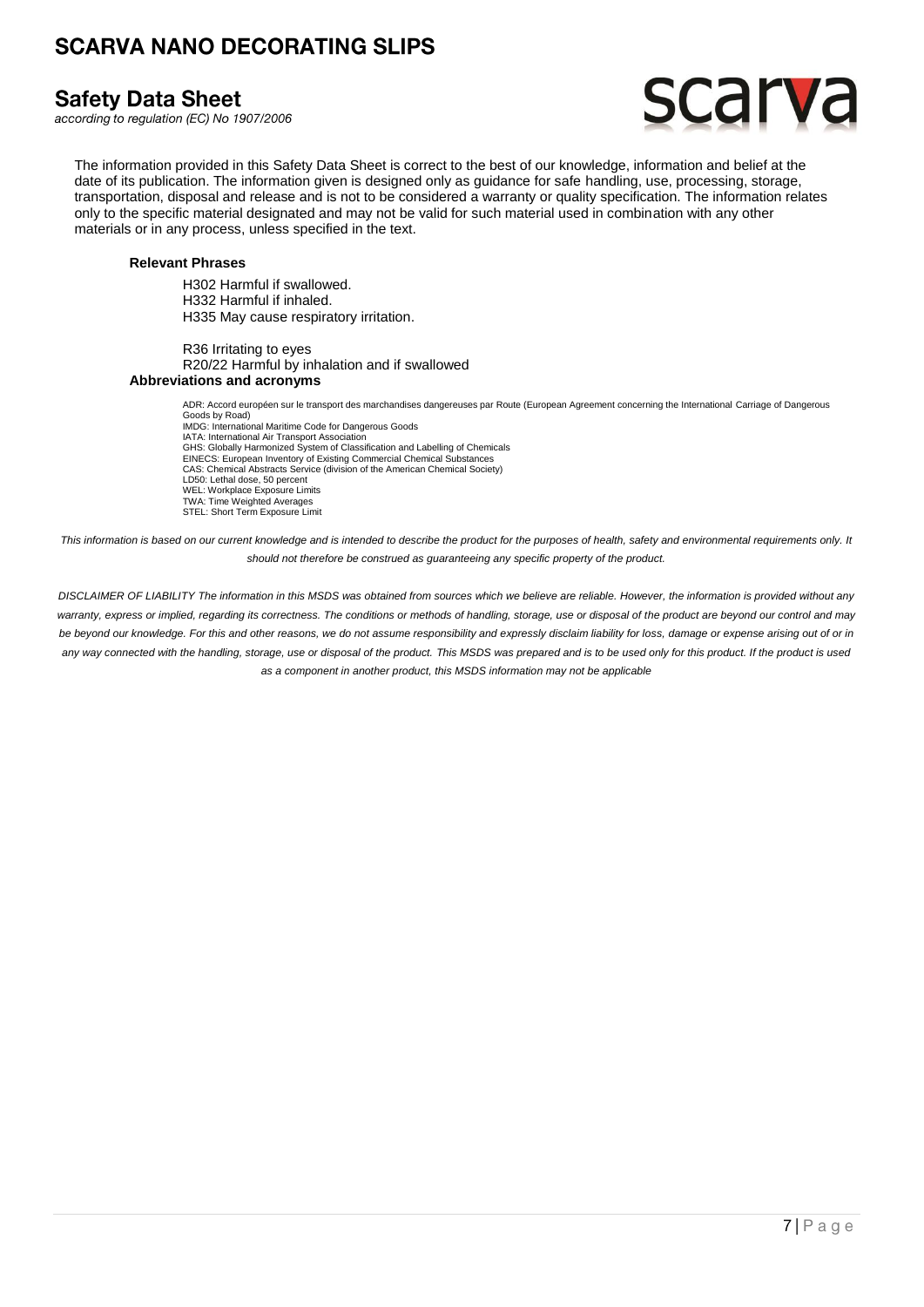The information provided in this Safety Data Sheet is correct to the best of our knowledge, information and belief at the date of its publication. The information given is designed only as guidance for safe handling, use, processing, storage, transportation, disposal and release and is not to be considered a warranty or quality specification. The information relates only to the specific material designated and may not be valid for such material used in combination with any other materials or in any process, unless specified in the text.

**Relevant Phrases**

H302 Harmful if swallowed.
H332 Harmful if inhaled.
H335 May cause respiratory irritation.

R36 Irritating to eyes
R20/22 Harmful by inhalation and if swallowed

**Abbreviations and acronyms**

ADR: Accord européen sur le transport des marchandises dangereuses par Route (European Agreement concerning the International Carriage of Dangerous Goods by Road)
IMDG: International Maritime Code for Dangerous Goods
IATA: International Air Transport Association
GHS: Globally Harmonized System of Classification and Labelling of Chemicals
EINECS: European Inventory of Existing Commercial Chemical Substances
CAS: Chemical Abstracts Service (division of the American Chemical Society)
LD50: Lethal dose, 50 percent
WEL: Workplace Exposure Limits
TWA: Time Weighted Averages
STEL: Short Term Exposure Limit

*This information is based on our current knowledge and is intended to describe the product for the purposes of health, safety and environmental requirements only. It should not therefore be construed as guaranteeing any specific property of the product.*

*DISCLAIMER OF LIABILITY The information in this MSDS was obtained from sources which we believe are reliable. However, the information is provided without any warranty, express or implied, regarding its correctness. The conditions or methods of handling, storage, use or disposal of the product are beyond our control and may be beyond our knowledge. For this and other reasons, we do not assume responsibility and expressly disclaim liability for loss, damage or expense arising out of or in any way connected with the handling, storage, use or disposal of the product. This MSDS was prepared and is to be used only for this product. If the product is used as a component in another product, this MSDS information may not be applicable*